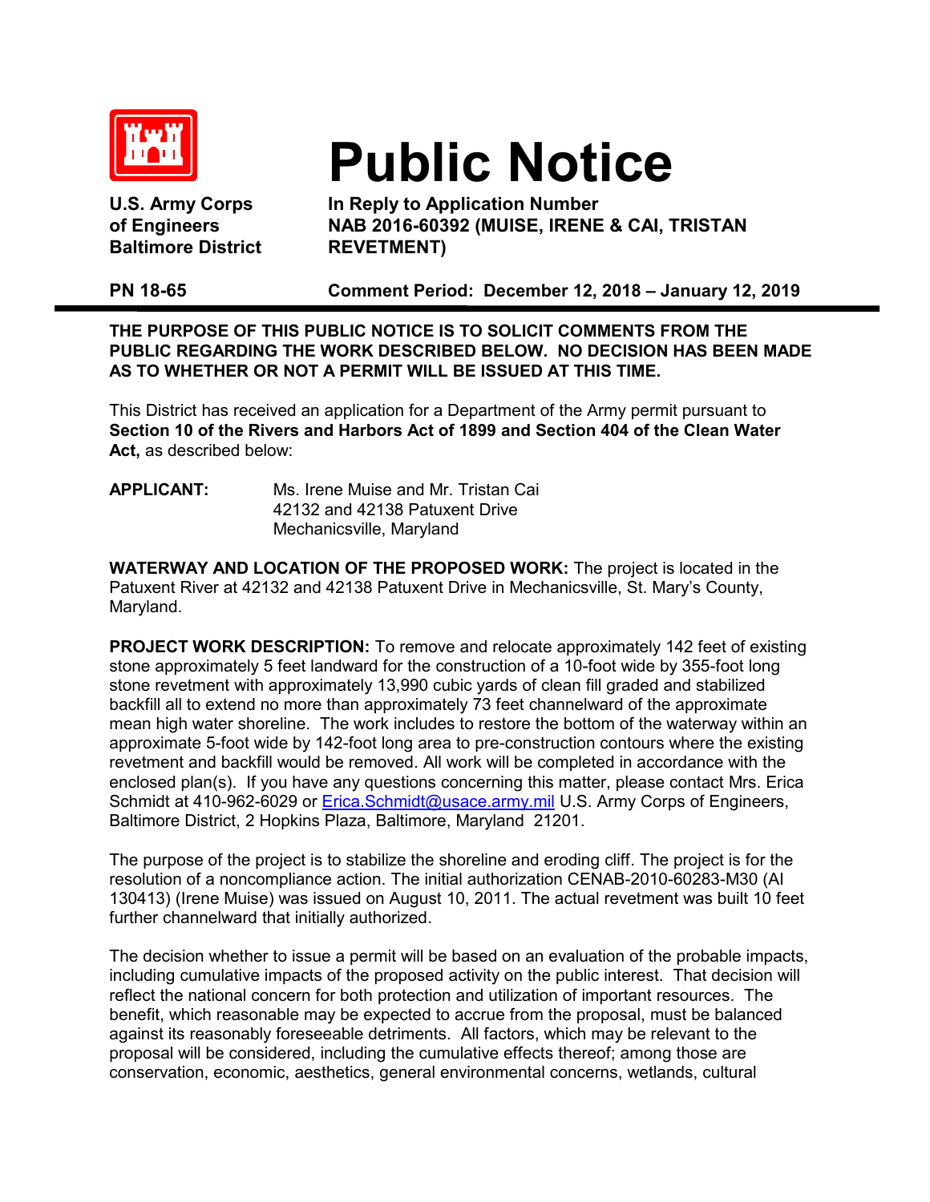# Public Notice

**U.S. Army Corps of Engineers Baltimore District**

**In Reply to Application Number NAB 2016-60392 (MUISE, IRENE & CAI, TRISTAN REVETMENT)**

**PN 18-65** **Comment Period: December 12, 2018 – January 12, 2019**

---

**THE PURPOSE OF THIS PUBLIC NOTICE IS TO SOLICIT COMMENTS FROM THE PUBLIC REGARDING THE WORK DESCRIBED BELOW. NO DECISION HAS BEEN MADE AS TO WHETHER OR NOT A PERMIT WILL BE ISSUED AT THIS TIME.**

This District has received an application for a Department of the Army permit pursuant to **Section 10 of the Rivers and Harbors Act of 1899 and Section 404 of the Clean Water Act,** as described below:

**APPLICANT:** Ms. Irene Muise and Mr. Tristan Cai
42132 and 42138 Patuxent Drive
Mechanicsville, Maryland

**WATERWAY AND LOCATION OF THE PROPOSED WORK:** The project is located in the Patuxent River at 42132 and 42138 Patuxent Drive in Mechanicsville, St. Mary's County, Maryland.

**PROJECT WORK DESCRIPTION:** To remove and relocate approximately 142 feet of existing stone approximately 5 feet landward for the construction of a 10-foot wide by 355-foot long stone revetment with approximately 13,990 cubic yards of clean fill graded and stabilized backfill all to extend no more than approximately 73 feet channelward of the approximate mean high water shoreline. The work includes to restore the bottom of the waterway within an approximate 5-foot wide by 142-foot long area to pre-construction contours where the existing revetment and backfill would be removed. All work will be completed in accordance with the enclosed plan(s). If you have any questions concerning this matter, please contact Mrs. Erica Schmidt at 410-962-6029 or Erica.Schmidt@usace.army.mil U.S. Army Corps of Engineers, Baltimore District, 2 Hopkins Plaza, Baltimore, Maryland 21201.

The purpose of the project is to stabilize the shoreline and eroding cliff. The project is for the resolution of a noncompliance action. The initial authorization CENAB-2010-60283-M30 (AI 130413) (Irene Muise) was issued on August 10, 2011. The actual revetment was built 10 feet further channelward that initially authorized.

The decision whether to issue a permit will be based on an evaluation of the probable impacts, including cumulative impacts of the proposed activity on the public interest. That decision will reflect the national concern for both protection and utilization of important resources. The benefit, which reasonable may be expected to accrue from the proposal, must be balanced against its reasonably foreseeable detriments. All factors, which may be relevant to the proposal will be considered, including the cumulative effects thereof; among those are conservation, economic, aesthetics, general environmental concerns, wetlands, cultural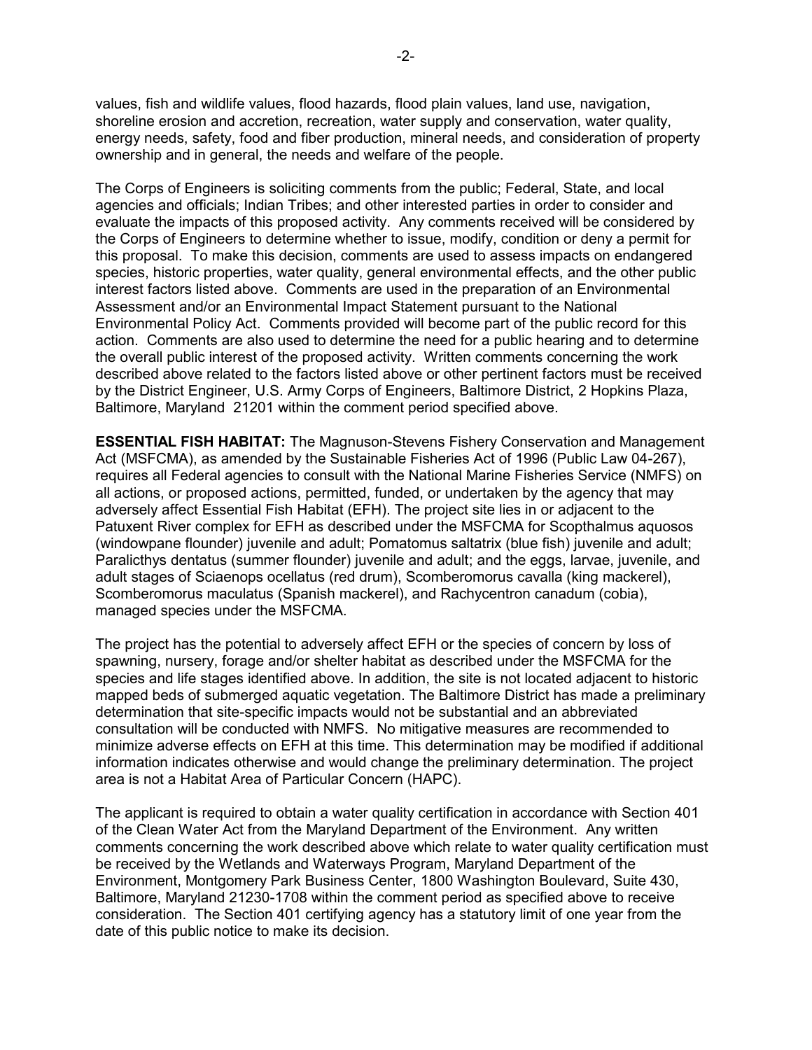values, fish and wildlife values, flood hazards, flood plain values, land use, navigation, shoreline erosion and accretion, recreation, water supply and conservation, water quality, energy needs, safety, food and fiber production, mineral needs, and consideration of property ownership and in general, the needs and welfare of the people.

The Corps of Engineers is soliciting comments from the public; Federal, State, and local agencies and officials; Indian Tribes; and other interested parties in order to consider and evaluate the impacts of this proposed activity. Any comments received will be considered by the Corps of Engineers to determine whether to issue, modify, condition or deny a permit for this proposal. To make this decision, comments are used to assess impacts on endangered species, historic properties, water quality, general environmental effects, and the other public interest factors listed above. Comments are used in the preparation of an Environmental Assessment and/or an Environmental Impact Statement pursuant to the National Environmental Policy Act. Comments provided will become part of the public record for this action. Comments are also used to determine the need for a public hearing and to determine the overall public interest of the proposed activity. Written comments concerning the work described above related to the factors listed above or other pertinent factors must be received by the District Engineer, U.S. Army Corps of Engineers, Baltimore District, 2 Hopkins Plaza, Baltimore, Maryland 21201 within the comment period specified above.

**ESSENTIAL FISH HABITAT:** The Magnuson-Stevens Fishery Conservation and Management Act (MSFCMA), as amended by the Sustainable Fisheries Act of 1996 (Public Law 04-267), requires all Federal agencies to consult with the National Marine Fisheries Service (NMFS) on all actions, or proposed actions, permitted, funded, or undertaken by the agency that may adversely affect Essential Fish Habitat (EFH). The project site lies in or adjacent to the Patuxent River complex for EFH as described under the MSFCMA for Scopthalmus aquosos (windowpane flounder) juvenile and adult; Pomatomus saltatrix (blue fish) juvenile and adult; Paralicthys dentatus (summer flounder) juvenile and adult; and the eggs, larvae, juvenile, and adult stages of Sciaenops ocellatus (red drum), Scomberomorus cavalla (king mackerel), Scomberomorus maculatus (Spanish mackerel), and Rachycentron canadum (cobia), managed species under the MSFCMA.

The project has the potential to adversely affect EFH or the species of concern by loss of spawning, nursery, forage and/or shelter habitat as described under the MSFCMA for the species and life stages identified above. In addition, the site is not located adjacent to historic mapped beds of submerged aquatic vegetation. The Baltimore District has made a preliminary determination that site-specific impacts would not be substantial and an abbreviated consultation will be conducted with NMFS. No mitigative measures are recommended to minimize adverse effects on EFH at this time. This determination may be modified if additional information indicates otherwise and would change the preliminary determination. The project area is not a Habitat Area of Particular Concern (HAPC).

The applicant is required to obtain a water quality certification in accordance with Section 401 of the Clean Water Act from the Maryland Department of the Environment. Any written comments concerning the work described above which relate to water quality certification must be received by the Wetlands and Waterways Program, Maryland Department of the Environment, Montgomery Park Business Center, 1800 Washington Boulevard, Suite 430, Baltimore, Maryland 21230-1708 within the comment period as specified above to receive consideration. The Section 401 certifying agency has a statutory limit of one year from the date of this public notice to make its decision.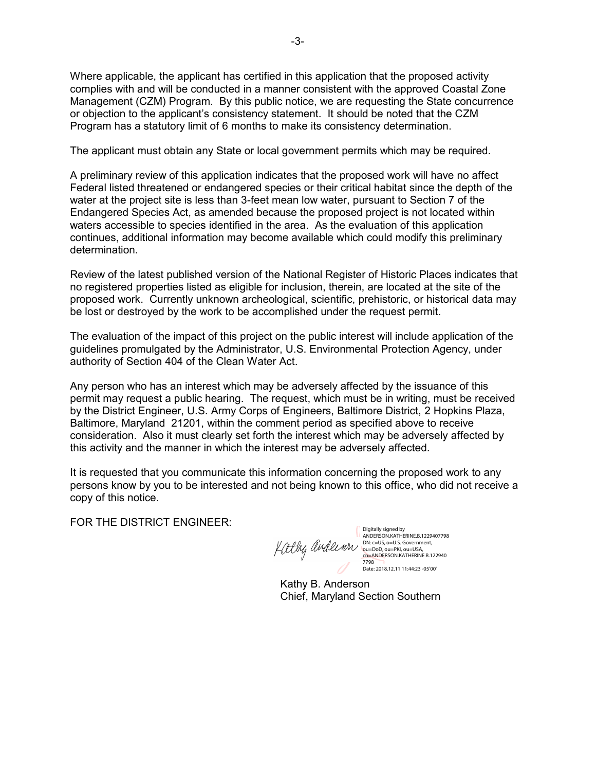Where applicable, the applicant has certified in this application that the proposed activity complies with and will be conducted in a manner consistent with the approved Coastal Zone Management (CZM) Program. By this public notice, we are requesting the State concurrence or objection to the applicant's consistency statement. It should be noted that the CZM Program has a statutory limit of 6 months to make its consistency determination.

The applicant must obtain any State or local government permits which may be required.

A preliminary review of this application indicates that the proposed work will have no affect Federal listed threatened or endangered species or their critical habitat since the depth of the water at the project site is less than 3-feet mean low water, pursuant to Section 7 of the Endangered Species Act, as amended because the proposed project is not located within waters accessible to species identified in the area. As the evaluation of this application continues, additional information may become available which could modify this preliminary determination.

Review of the latest published version of the National Register of Historic Places indicates that no registered properties listed as eligible for inclusion, therein, are located at the site of the proposed work. Currently unknown archeological, scientific, prehistoric, or historical data may be lost or destroyed by the work to be accomplished under the request permit.

The evaluation of the impact of this project on the public interest will include application of the guidelines promulgated by the Administrator, U.S. Environmental Protection Agency, under authority of Section 404 of the Clean Water Act.

Any person who has an interest which may be adversely affected by the issuance of this permit may request a public hearing. The request, which must be in writing, must be received by the District Engineer, U.S. Army Corps of Engineers, Baltimore District, 2 Hopkins Plaza, Baltimore, Maryland 21201, within the comment period as specified above to receive consideration. Also it must clearly set forth the interest which may be adversely affected by this activity and the manner in which the interest may be adversely affected.

It is requested that you communicate this information concerning the proposed work to any persons know by you to be interested and not being known to this office, who did not receive a copy of this notice.

FOR THE DISTRICT ENGINEER:

Digitally signed by ANDERSON.KATHERINE.B.1229407798
DN: c=US, o=U.S. Government, ou=DoD, ou=PKI, ou=USA, cn=ANDERSON.KATHERINE.B.1229407798
Date: 2018.12.11 11:44:23 -05'00'

Kathy B. Anderson
Chief, Maryland Section Southern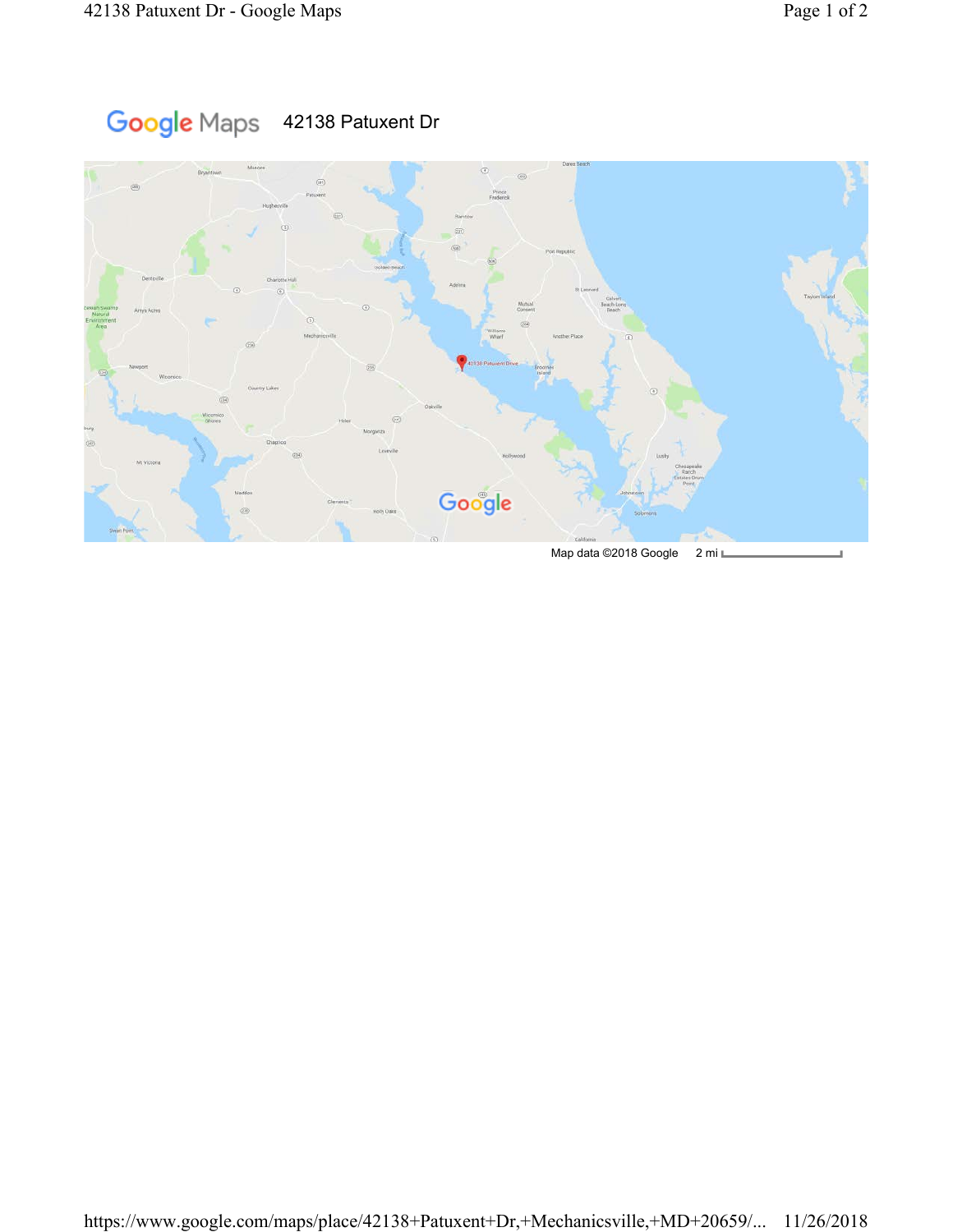Google Maps 42138 Patuxent Dr

Map data ©2018 Google 2 mi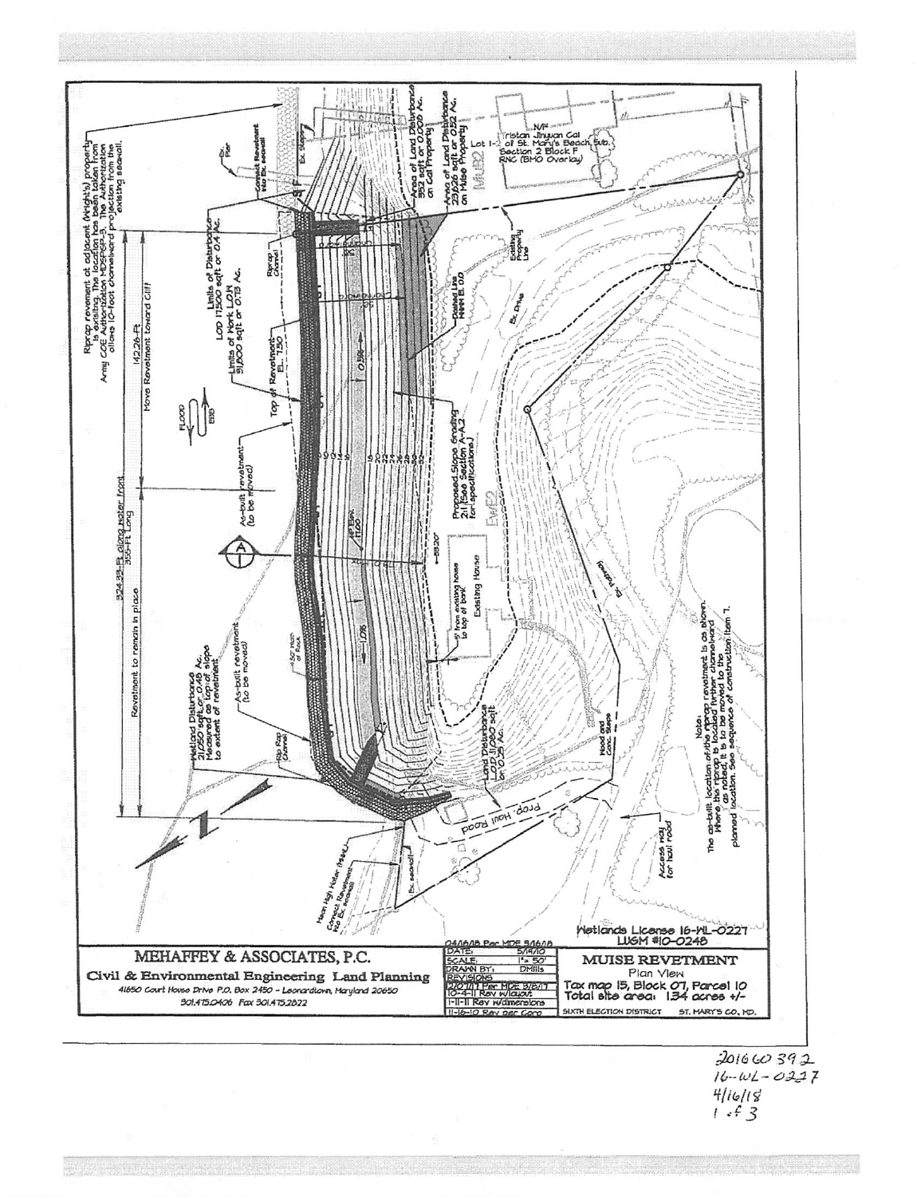Riprap revetment at adjacent (Wright's) property is existing. The location has been taken from Army COE Authorization MDSPGP-3. The Authorization allows 10-foot channelward projection from the existing seawall.

N/F Tristan Jinyuan Cai Lot 1-2 of St. Mary's Beach Sub. Section 2 Block F RNC (BMO Overlay)

Area of Land Disturbance 352 sqft or 0.008 Ac. on Cai Property

Area of Land Disturbance 23,626 sqft or 0.52 Ac. on Muise Property

Limits of Disturbance LOD 17,500 sqft or 0.4 Ac.

Limits of Work LOW 31,800 sqft or 0.73 Ac.

Top of Revetment El. 7.50

142.26-Ft Move Revetment toward Cliff

324.33-Ft. along water front 350-Ft Long

Revetment to remain in place

As-built revetment (to be moved)

Proposed Slope Grading 2:1 (See Section A-A2 for specifications.)

Dashed Line MHW El. 0.0

Existing House

Wetland Disturbance 21,050 sqft or 0.48 Ac. Measured as top of slope to extent of revetment

Land Disturbance LOD 11,080 sqft or 0.25 Ac.

Prop. Haul Road

Access way for haul road

Mean High Water (typ.)

Connect Revetment into Ex. seawall

Note: The as-built location of the riprap revetment is as shown. Where the riprap is located further channelward as noted, it is to be moved to the planned location. See sequence of construction item 7.

Wetlands License 16-WL-0227
LUGM #10-0248

**MEHAFFEY & ASSOCIATES, P.C.**
Civil & Environmental Engineering Land Planning
41650 Court House Drive P.O. Box 2450 - Leonardtown, Maryland 20650
301.475.0406 Fax 301.475.2822

| | |
|---|---|
| 04/16/18 Per MDE 3/6/18 | |
| DATE: | 5/19/10 |
| SCALE: | 1" = 50' |
| DRAWN BY: | DMills |
| REVISIONS | |
| 12/07/17 Per MDE 8/8/17 | |
| 10-4-11 Rev w/layout | |
| 1-11-11 Rev w/dimensions | |
| 11-16-10 Rev per Corp | |

**MUISE REVETMENT**
Plan View
Tax map 15, Block 07, Parcel 10
Total site area: 1.34 acres +/-
SIXTH ELECTION DISTRICT ST. MARY'S CO., MD.

201660392
16-WL-0227
4/16/18
1 of 3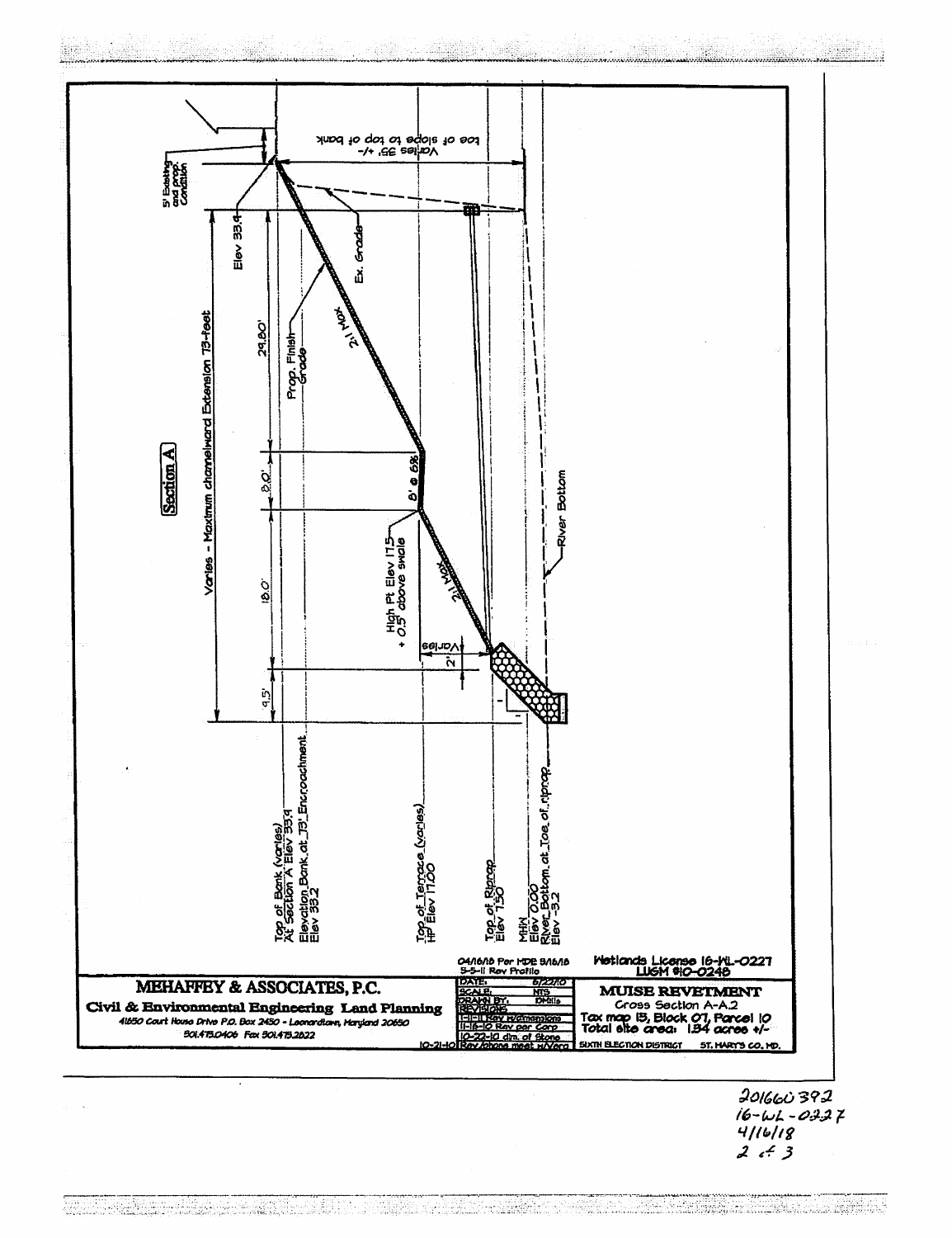## Section A

Varies - Maximum channelward Extension 73-feet

toe of slope to top of bank
Varies 35' +/-

5' Existing and prop. Condition

Elev 33.4

Ex. Grade

29.80'

Prop. Finish Grade

2:1 Max

8.0'

8' @ 6%

High Pt Elev 17.5 + 0.5' above swale

18.0'

2:1 Max

Varies

2'

9.5'

River Bottom

Top of Bank (varies) At Section A Elev 33.9
Elevation Bank at 73' Encroachment Elev 33.2

Top of Terrace (varies) HP Elev 17.00

Top of Riprap Elev 7.50

MHW Elev 0.00
River Bottom at Toe of riprap Elev -3.2

04/16/18 Per MDE 3/16/18
5-5-11 Rev Profile

Wetlands License 16-WL-0227
LUGM #10-0248

**MEHAFFEY & ASSOCIATES, P.C.**

**Civil & Environmental Engineering Land Planning**

41650 Court House Drive P.O. Box 2450 - Leonardtown, Maryland 20650
301.475.0406 Fax 301.475.2622

| | |
|---|---|
| DATE: | 6/22/10 |
| SCALE: | NTS |
| DRAWN BY: | DMills |
| REVISIONS | |
| 1-11-11 Rev Hydimensions | |
| 11-18-10 Rev per Corp | |
| 10-22-10 dim. of Stone | |
| 10-21-10 Rev phone meet w/Vera | |

**MUISE REVETMENT**
Cross Section A-A2
Tax map 15, Block 07, Parcel 10
Total site area: 1.34 acres +/-
SIXTH ELECTION DISTRICT ST. MARY'S CO. MD.

201660392
16-WL-0227
4/16/18
2 of 3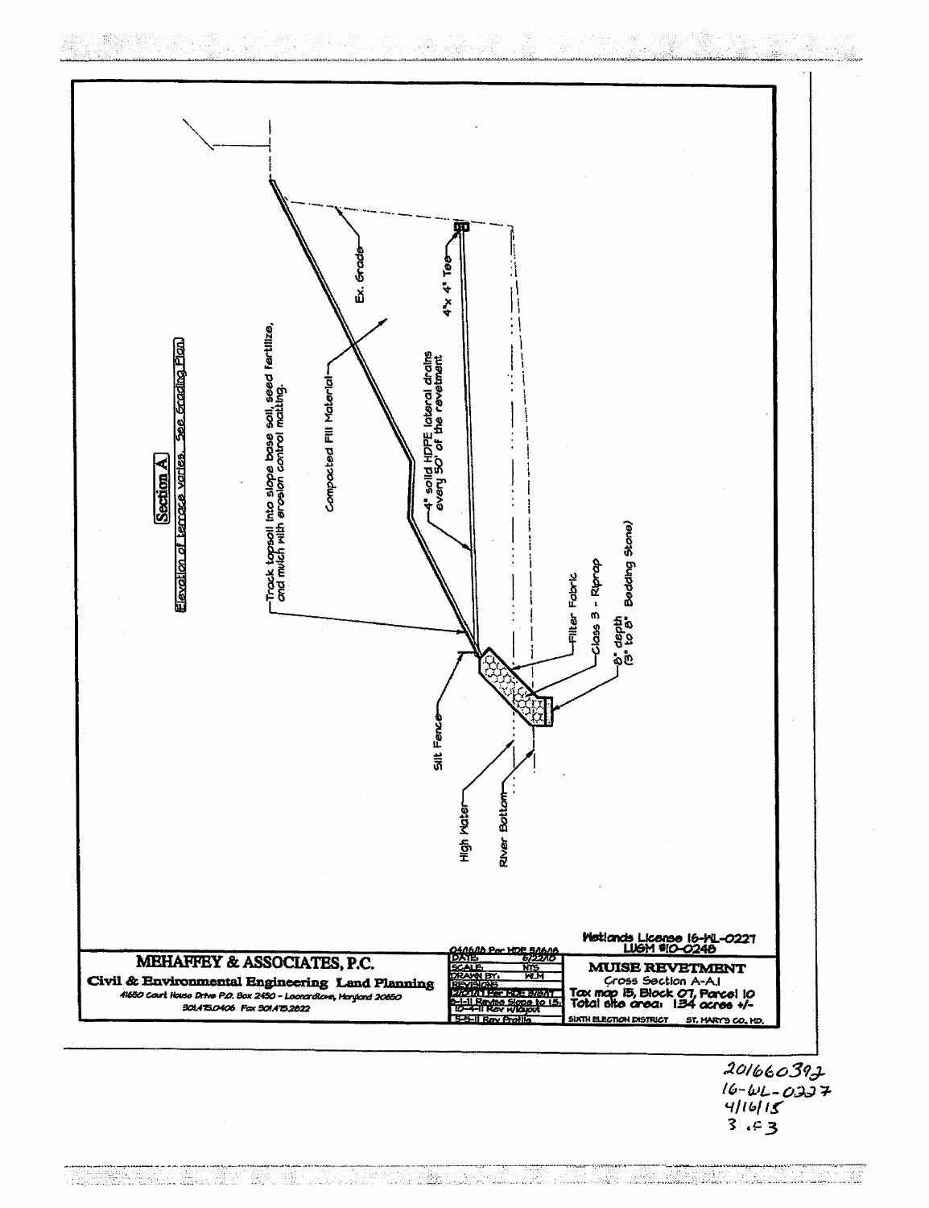**Section A**

Elevation of terrace varies. See Grading Plan

Track topsoil into slope base soil, seed fertilize, and mulch with erosion control matting.

Compacted Fill Material

Ex. Grade

4" solid HDPE lateral drains every 50' of the revetment

4"x 4" Tee

Filter Fabric

Class 3 - Riprap

8" depth (3" to 8" Bedding Stone)

Silt Fence

High Water

River Bottom

Wetlands License 16-WL-0227
LUGM #10-0248

**MEHAFFEY & ASSOCIATES, P.C.**

**Civil & Environmental Engineering Land Planning**

41650 Court House Drive P.O. Box 2450 - Leonardtown, Maryland 20650

301.475.0406 Fax 301.475.2822

| | |
|---|---|
| 04/06/10 Per MDE 3/1/10 | |
| DATE | 6/22/10 |
| SCALE | NTS |
| DRAWN BY: | WLH |
| REVISIONS | |
| 12/21/10 Per MDE 3/18/11 | |
| 9-1-11 Revise Slope to 1.5:1 | |
| 10-4-11 Rev w/layout | |
| 5-5-11 Rev Profile | |

**MUISE REVETMENT**

Cross Section A-A.1

Tax map 15, Block 07, Parcel 10

Total site area: 1.34 acres +/-

SIXTH ELECTION DISTRICT ST. MARY'S CO., MD.

201660392
16-WL-0227
4/16/15
3 of 3